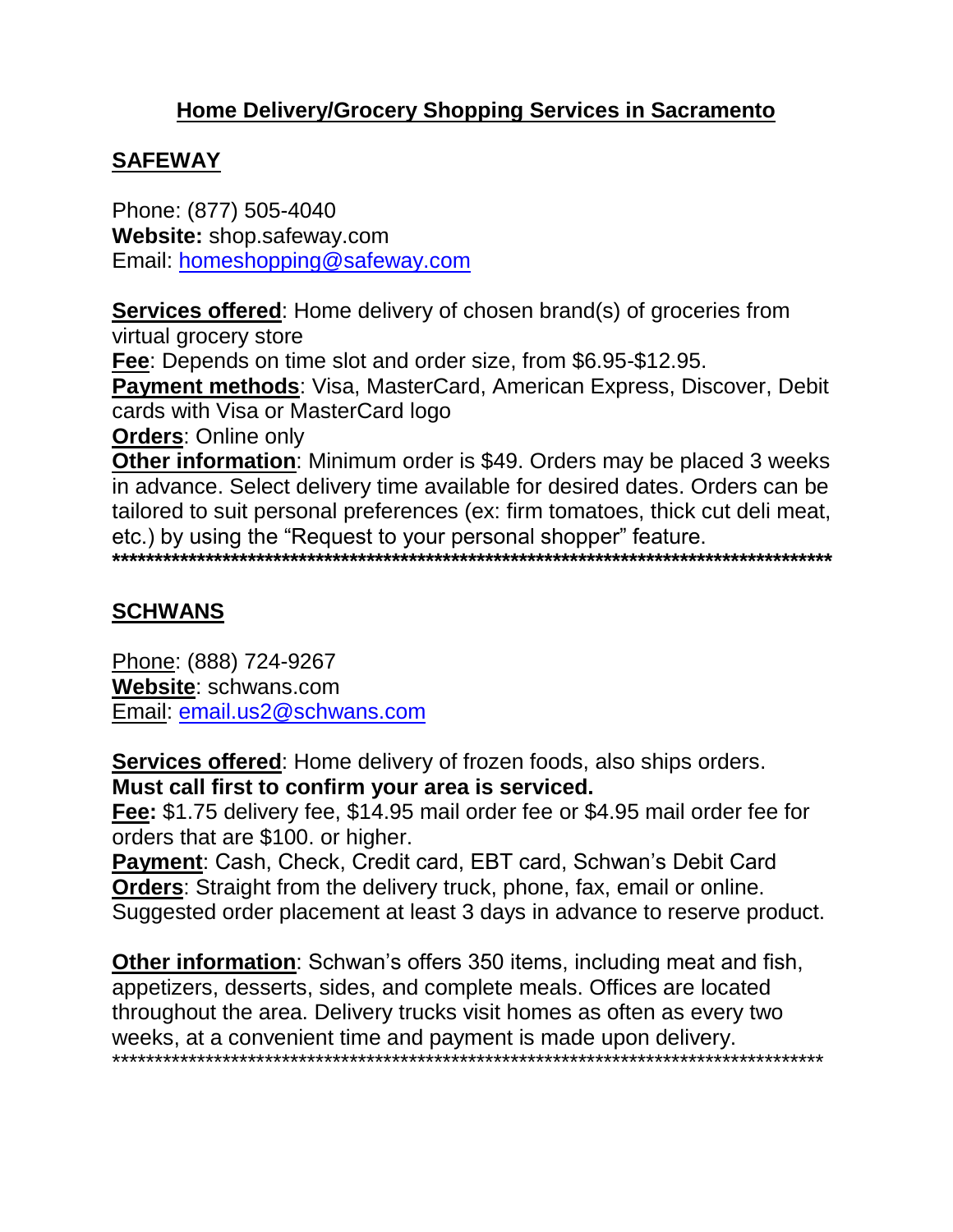# Home Delivery/Grocery Shopping Services in Sacramento

## SAFEWAY

Phone: (877) 505-4040
**Website:** shop.safeway.com
Email: homeshopping@safeway.com

**Services offered**: Home delivery of chosen brand(s) of groceries from virtual grocery store
**Fee**: Depends on time slot and order size, from $6.95-$12.95.
**Payment methods**: Visa, MasterCard, American Express, Discover, Debit cards with Visa or MasterCard logo
**Orders**: Online only
**Other information**: Minimum order is $49. Orders may be placed 3 weeks in advance. Select delivery time available for desired dates. Orders can be tailored to suit personal preferences (ex: firm tomatoes, thick cut deli meat, etc.) by using the "Request to your personal shopper" feature.

**********************************************************************************************

## SCHWANS

Phone: (888) 724-9267
**Website**: schwans.com
Email: email.us2@schwans.com

**Services offered**: Home delivery of frozen foods, also ships orders.
**Must call first to confirm your area is serviced.**
**Fee:** $1.75 delivery fee, $14.95 mail order fee or $4.95 mail order fee for orders that are $100. or higher.
**Payment**: Cash, Check, Credit card, EBT card, Schwan's Debit Card
**Orders**: Straight from the delivery truck, phone, fax, email or online. Suggested order placement at least 3 days in advance to reserve product.

**Other information**: Schwan's offers 350 items, including meat and fish, appetizers, desserts, sides, and complete meals. Offices are located throughout the area. Delivery trucks visit homes as often as every two weeks, at a convenient time and payment is made upon delivery.

**********************************************************************************************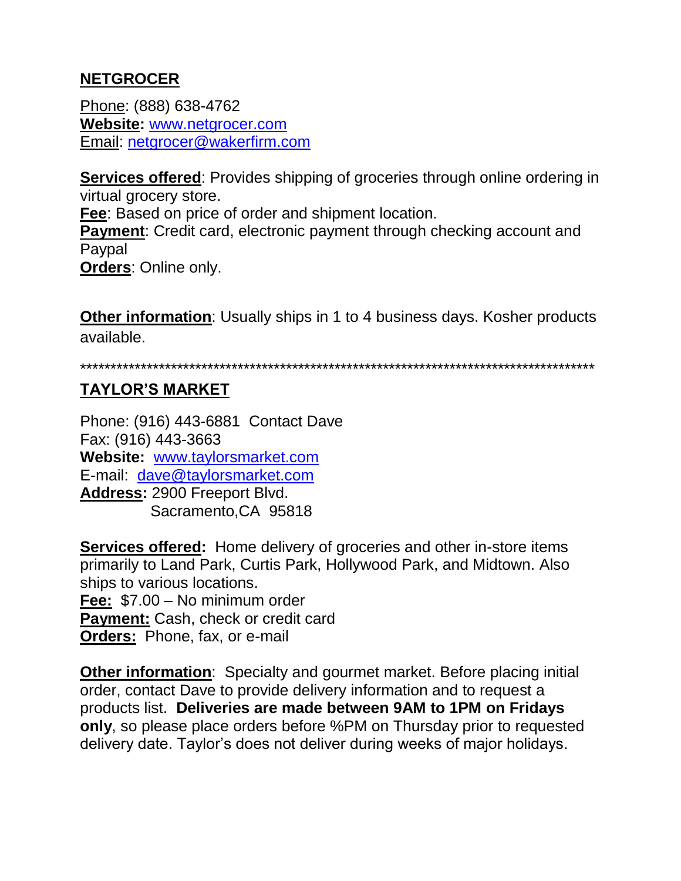## NETGROCER

Phone: (888) 638-4762
**Website:** www.netgrocer.com
Email: netgrocer@wakerfirm.com

**Services offered**: Provides shipping of groceries through online ordering in virtual grocery store.
**Fee**: Based on price of order and shipment location.
**Payment**: Credit card, electronic payment through checking account and Paypal
**Orders**: Online only.

**Other information**: Usually ships in 1 to 4 business days. Kosher products available.

*******************************************************************************************

## TAYLOR'S MARKET

Phone: (916) 443-6881  Contact Dave
Fax: (916) 443-3663
**Website:** www.taylorsmarket.com
E-mail: dave@taylorsmarket.com
**Address:** 2900 Freeport Blvd.
Sacramento,CA 95818

**Services offered:** Home delivery of groceries and other in-store items primarily to Land Park, Curtis Park, Hollywood Park, and Midtown. Also ships to various locations.
**Fee:** $7.00 – No minimum order
**Payment:** Cash, check or credit card
**Orders:** Phone, fax, or e-mail

**Other information**: Specialty and gourmet market. Before placing initial order, contact Dave to provide delivery information and to request a products list. **Deliveries are made between 9AM to 1PM on Fridays only**, so please place orders before %PM on Thursday prior to requested delivery date. Taylor's does not deliver during weeks of major holidays.